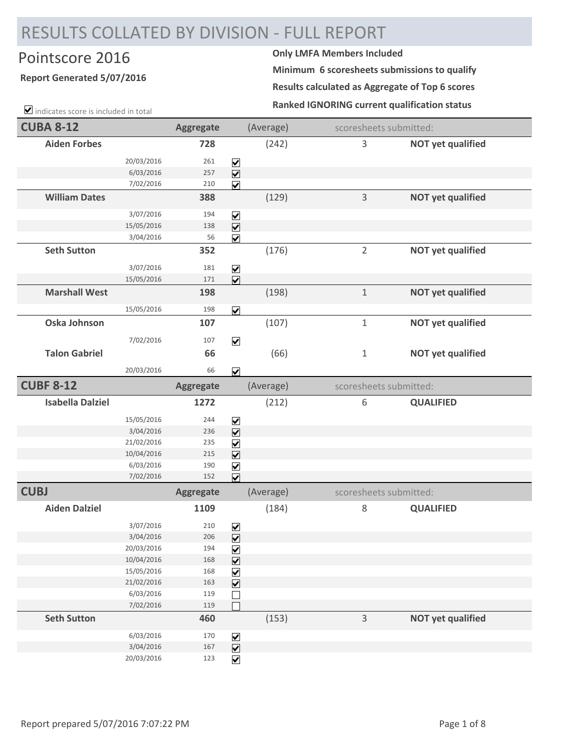# RESULTS COLLATED BY DIVISION - FULL REPORT

## Pointscore 2016

**Report Generated 5/07/2016**

**Only LMFA Members Included**

**Minimum 6 scoresheets submissions to qualify**

**Results calculated as Aggregate of Top 6 scores**

**Ranked IGNORING current qualification status**

☑ indicates score is included in total

| **CUBA 8-12** | | **Aggregate** | | (Average) | scoresheets submitted: | |
|---|---|---|---|---|---|---|
| **Aiden Forbes** | | **728** | | (242) | 3 | **NOT yet qualified** |
| | 20/03/2016 | 261 | ☑ | | | |
| | 6/03/2016 | 257 | ☑ | | | |
| | 7/02/2016 | 210 | ☑ | | | |
| **William Dates** | | **388** | | (129) | 3 | **NOT yet qualified** |
| | 3/07/2016 | 194 | ☑ | | | |
| | 15/05/2016 | 138 | ☑ | | | |
| | 3/04/2016 | 56 | ☑ | | | |
| **Seth Sutton** | | **352** | | (176) | 2 | **NOT yet qualified** |
| | 3/07/2016 | 181 | ☑ | | | |
| | 15/05/2016 | 171 | ☑ | | | |
| **Marshall West** | | **198** | | (198) | 1 | **NOT yet qualified** |
| | 15/05/2016 | 198 | ☑ | | | |
| **Oska Johnson** | | **107** | | (107) | 1 | **NOT yet qualified** |
| | 7/02/2016 | 107 | ☑ | | | |
| **Talon Gabriel** | | **66** | | (66) | 1 | **NOT yet qualified** |
| | 20/03/2016 | 66 | ☑ | | | |

| **CUBF 8-12** | | **Aggregate** | | (Average) | scoresheets submitted: | |
|---|---|---|---|---|---|---|
| **Isabella Dalziel** | | **1272** | | (212) | 6 | **QUALIFIED** |
| | 15/05/2016 | 244 | ☑ | | | |
| | 3/04/2016 | 236 | ☑ | | | |
| | 21/02/2016 | 235 | ☑ | | | |
| | 10/04/2016 | 215 | ☑ | | | |
| | 6/03/2016 | 190 | ☑ | | | |
| | 7/02/2016 | 152 | ☑ | | | |

| **CUBJ** | | **Aggregate** | | (Average) | scoresheets submitted: | |
|---|---|---|---|---|---|---|
| **Aiden Dalziel** | | **1109** | | (184) | 8 | **QUALIFIED** |
| | 3/07/2016 | 210 | ☑ | | | |
| | 3/04/2016 | 206 | ☑ | | | |
| | 20/03/2016 | 194 | ☑ | | | |
| | 10/04/2016 | 168 | ☑ | | | |
| | 15/05/2016 | 168 | ☑ | | | |
| | 21/02/2016 | 163 | ☑ | | | |
| | 6/03/2016 | 119 | ☐ | | | |
| | 7/02/2016 | 119 | ☐ | | | |
| **Seth Sutton** | | **460** | | (153) | 3 | **NOT yet qualified** |
| | 6/03/2016 | 170 | ☑ | | | |
| | 3/04/2016 | 167 | ☑ | | | |
| | 20/03/2016 | 123 | ☑ | | | |

Report prepared 5/07/2016 7:07:22 PM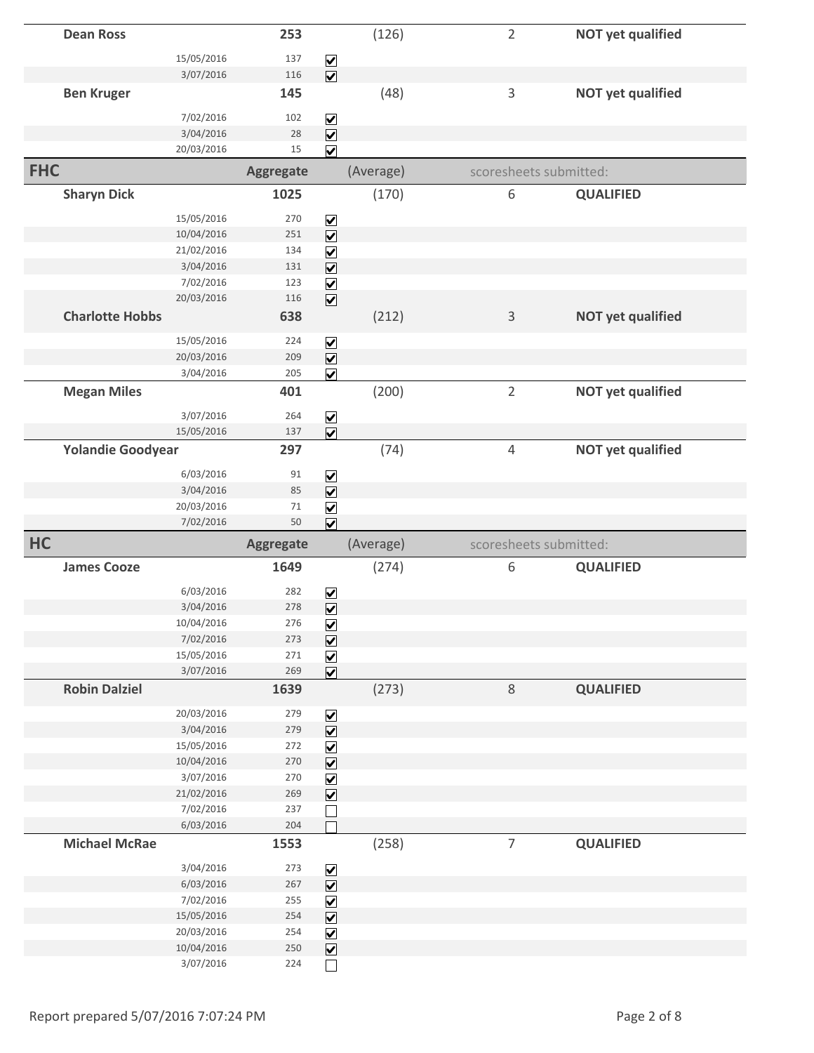| Name | Date | Score | Counted | Aggregate | (Average) | Scoresheets submitted | Status |
|---|---|---|---|---|---|---|---|
| **Dean Ross** | | | | **253** | (126) | 2 | **NOT yet qualified** |
| | 15/05/2016 | 137 | ☑ | | | | |
| | 3/07/2016 | 116 | ☑ | | | | |
| **Ben Kruger** | | | | **145** | (48) | 3 | **NOT yet qualified** |
| | 7/02/2016 | 102 | ☑ | | | | |
| | 3/04/2016 | 28 | ☑ | | | | |
| | 20/03/2016 | 15 | ☑ | | | | |

## FHC

| Name | Date | Score | Counted | Aggregate | (Average) | scoresheets submitted: | Status |
|---|---|---|---|---|---|---|---|
| **Sharyn Dick** | | | | **1025** | (170) | 6 | **QUALIFIED** |
| | 15/05/2016 | 270 | ☑ | | | | |
| | 10/04/2016 | 251 | ☑ | | | | |
| | 21/02/2016 | 134 | ☑ | | | | |
| | 3/04/2016 | 131 | ☑ | | | | |
| | 7/02/2016 | 123 | ☑ | | | | |
| | 20/03/2016 | 116 | ☑ | | | | |
| **Charlotte Hobbs** | | | | **638** | (212) | 3 | **NOT yet qualified** |
| | 15/05/2016 | 224 | ☑ | | | | |
| | 20/03/2016 | 209 | ☑ | | | | |
| | 3/04/2016 | 205 | ☑ | | | | |
| **Megan Miles** | | | | **401** | (200) | 2 | **NOT yet qualified** |
| | 3/07/2016 | 264 | ☑ | | | | |
| | 15/05/2016 | 137 | ☑ | | | | |
| **Yolandie Goodyear** | | | | **297** | (74) | 4 | **NOT yet qualified** |
| | 6/03/2016 | 91 | ☑ | | | | |
| | 3/04/2016 | 85 | ☑ | | | | |
| | 20/03/2016 | 71 | ☑ | | | | |
| | 7/02/2016 | 50 | ☑ | | | | |

## HC

| Name | Date | Score | Counted | Aggregate | (Average) | scoresheets submitted: | Status |
|---|---|---|---|---|---|---|---|
| **James Cooze** | | | | **1649** | (274) | 6 | **QUALIFIED** |
| | 6/03/2016 | 282 | ☑ | | | | |
| | 3/04/2016 | 278 | ☑ | | | | |
| | 10/04/2016 | 276 | ☑ | | | | |
| | 7/02/2016 | 273 | ☑ | | | | |
| | 15/05/2016 | 271 | ☑ | | | | |
| | 3/07/2016 | 269 | ☑ | | | | |
| **Robin Dalziel** | | | | **1639** | (273) | 8 | **QUALIFIED** |
| | 20/03/2016 | 279 | ☑ | | | | |
| | 3/04/2016 | 279 | ☑ | | | | |
| | 15/05/2016 | 272 | ☑ | | | | |
| | 10/04/2016 | 270 | ☑ | | | | |
| | 3/07/2016 | 270 | ☑ | | | | |
| | 21/02/2016 | 269 | ☑ | | | | |
| | 7/02/2016 | 237 | ☐ | | | | |
| | 6/03/2016 | 204 | ☐ | | | | |
| **Michael McRae** | | | | **1553** | (258) | 7 | **QUALIFIED** |
| | 3/04/2016 | 273 | ☑ | | | | |
| | 6/03/2016 | 267 | ☑ | | | | |
| | 7/02/2016 | 255 | ☑ | | | | |
| | 15/05/2016 | 254 | ☑ | | | | |
| | 20/03/2016 | 254 | ☑ | | | | |
| | 10/04/2016 | 250 | ☑ | | | | |
| | 3/07/2016 | 224 | ☐ | | | | |

Report prepared 5/07/2016 7:07:24 PM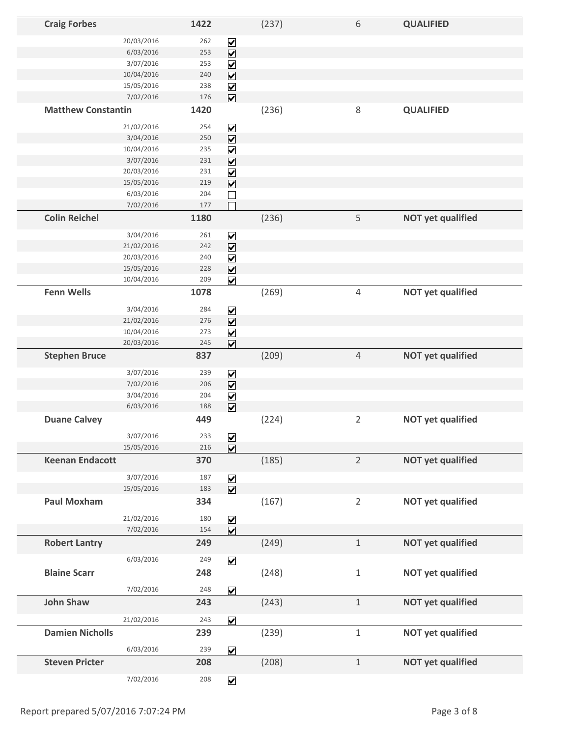| Name | Date | Score | Counted | Average | Games | Status |
|---|---|---|---|---|---|---|
| **Craig Forbes** | | **1422** | | (237) | 6 | **QUALIFIED** |
| | 20/03/2016 | 262 | ☑ | | | |
| | 6/03/2016 | 253 | ☑ | | | |
| | 3/07/2016 | 253 | ☑ | | | |
| | 10/04/2016 | 240 | ☑ | | | |
| | 15/05/2016 | 238 | ☑ | | | |
| | 7/02/2016 | 176 | ☑ | | | |
| **Matthew Constantin** | | **1420** | | (236) | 8 | **QUALIFIED** |
| | 21/02/2016 | 254 | ☑ | | | |
| | 3/04/2016 | 250 | ☑ | | | |
| | 10/04/2016 | 235 | ☑ | | | |
| | 3/07/2016 | 231 | ☑ | | | |
| | 20/03/2016 | 231 | ☑ | | | |
| | 15/05/2016 | 219 | ☑ | | | |
| | 6/03/2016 | 204 | ☐ | | | |
| | 7/02/2016 | 177 | ☐ | | | |
| **Colin Reichel** | | **1180** | | (236) | 5 | **NOT yet qualified** |
| | 3/04/2016 | 261 | ☑ | | | |
| | 21/02/2016 | 242 | ☑ | | | |
| | 20/03/2016 | 240 | ☑ | | | |
| | 15/05/2016 | 228 | ☑ | | | |
| | 10/04/2016 | 209 | ☑ | | | |
| **Fenn Wells** | | **1078** | | (269) | 4 | **NOT yet qualified** |
| | 3/04/2016 | 284 | ☑ | | | |
| | 21/02/2016 | 276 | ☑ | | | |
| | 10/04/2016 | 273 | ☑ | | | |
| | 20/03/2016 | 245 | ☑ | | | |
| **Stephen Bruce** | | **837** | | (209) | 4 | **NOT yet qualified** |
| | 3/07/2016 | 239 | ☑ | | | |
| | 7/02/2016 | 206 | ☑ | | | |
| | 3/04/2016 | 204 | ☑ | | | |
| | 6/03/2016 | 188 | ☑ | | | |
| **Duane Calvey** | | **449** | | (224) | 2 | **NOT yet qualified** |
| | 3/07/2016 | 233 | ☑ | | | |
| | 15/05/2016 | 216 | ☑ | | | |
| **Keenan Endacott** | | **370** | | (185) | 2 | **NOT yet qualified** |
| | 3/07/2016 | 187 | ☑ | | | |
| | 15/05/2016 | 183 | ☑ | | | |
| **Paul Moxham** | | **334** | | (167) | 2 | **NOT yet qualified** |
| | 21/02/2016 | 180 | ☑ | | | |
| | 7/02/2016 | 154 | ☑ | | | |
| **Robert Lantry** | | **249** | | (249) | 1 | **NOT yet qualified** |
| | 6/03/2016 | 249 | ☑ | | | |
| **Blaine Scarr** | | **248** | | (248) | 1 | **NOT yet qualified** |
| | 7/02/2016 | 248 | ☑ | | | |
| **John Shaw** | | **243** | | (243) | 1 | **NOT yet qualified** |
| | 21/02/2016 | 243 | ☑ | | | |
| **Damien Nicholls** | | **239** | | (239) | 1 | **NOT yet qualified** |
| | 6/03/2016 | 239 | ☑ | | | |
| **Steven Pricter** | | **208** | | (208) | 1 | **NOT yet qualified** |
| | 7/02/2016 | 208 | ☑ | | | |

Report prepared 5/07/2016 7:07:24 PM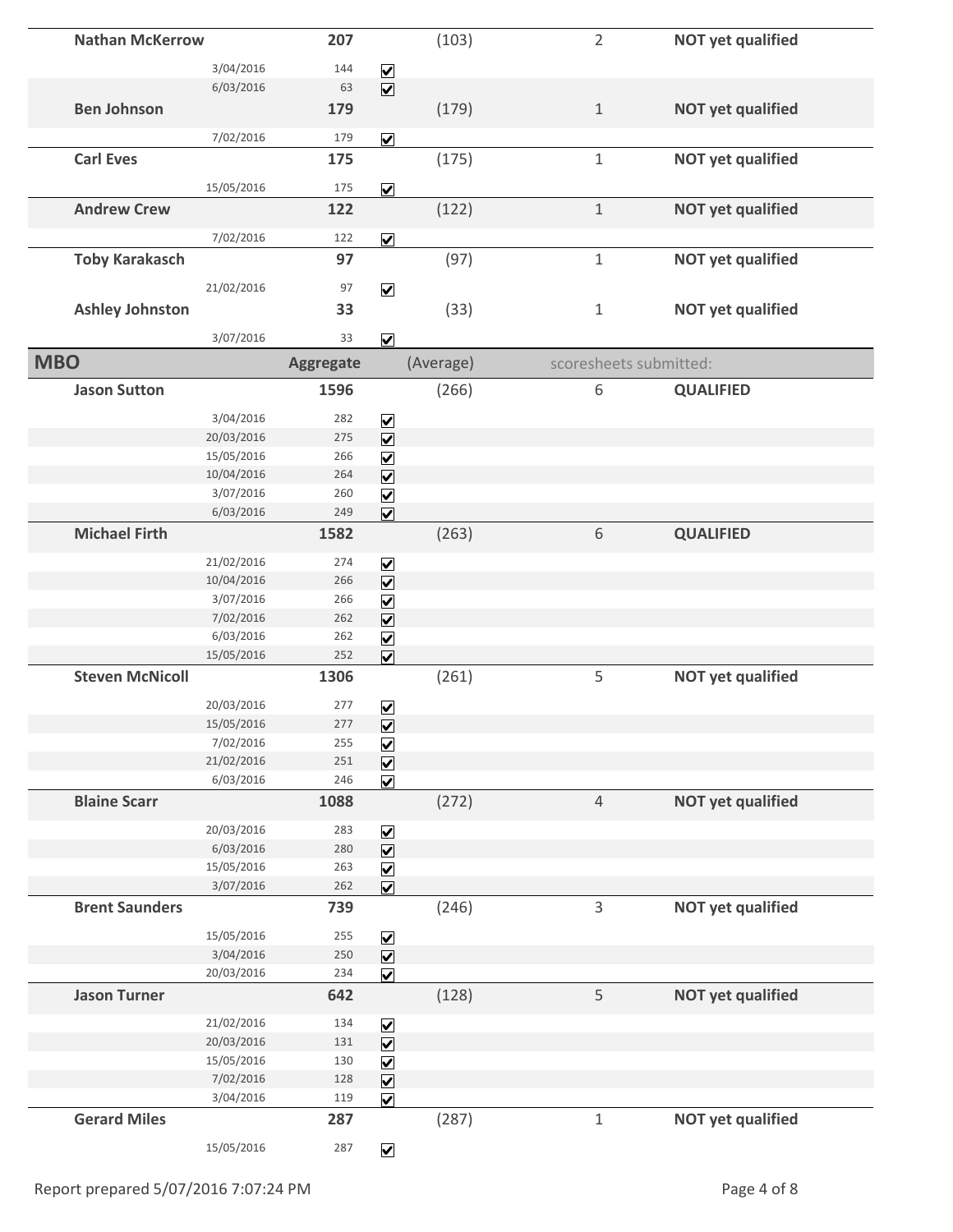| Name | Date | Aggregate | Submitted | (Average) | Scoresheets submitted | Status |
|---|---|---|---|---|---|---|
| **Nathan McKerrow** | | **207** | | (103) | 2 | **NOT yet qualified** |
| | 3/04/2016 | 144 | ☑ | | | |
| | 6/03/2016 | 63 | ☑ | | | |
| **Ben Johnson** | | **179** | | (179) | 1 | **NOT yet qualified** |
| | 7/02/2016 | 179 | ☑ | | | |
| **Carl Eves** | | **175** | | (175) | 1 | **NOT yet qualified** |
| | 15/05/2016 | 175 | ☑ | | | |
| **Andrew Crew** | | **122** | | (122) | 1 | **NOT yet qualified** |
| | 7/02/2016 | 122 | ☑ | | | |
| **Toby Karakasch** | | **97** | | (97) | 1 | **NOT yet qualified** |
| | 21/02/2016 | 97 | ☑ | | | |
| **Ashley Johnston** | | **33** | | (33) | 1 | **NOT yet qualified** |
| | 3/07/2016 | 33 | ☑ | | | |

## MBO

| Name | Date | Aggregate | Submitted | (Average) | scoresheets submitted: | Status |
|---|---|---|---|---|---|---|
| **Jason Sutton** | | **1596** | | (266) | 6 | **QUALIFIED** |
| | 3/04/2016 | 282 | ☑ | | | |
| | 20/03/2016 | 275 | ☑ | | | |
| | 15/05/2016 | 266 | ☑ | | | |
| | 10/04/2016 | 264 | ☑ | | | |
| | 3/07/2016 | 260 | ☑ | | | |
| | 6/03/2016 | 249 | ☑ | | | |
| **Michael Firth** | | **1582** | | (263) | 6 | **QUALIFIED** |
| | 21/02/2016 | 274 | ☑ | | | |
| | 10/04/2016 | 266 | ☑ | | | |
| | 3/07/2016 | 266 | ☑ | | | |
| | 7/02/2016 | 262 | ☑ | | | |
| | 6/03/2016 | 262 | ☑ | | | |
| | 15/05/2016 | 252 | ☑ | | | |
| **Steven McNicoll** | | **1306** | | (261) | 5 | **NOT yet qualified** |
| | 20/03/2016 | 277 | ☑ | | | |
| | 15/05/2016 | 277 | ☑ | | | |
| | 7/02/2016 | 255 | ☑ | | | |
| | 21/02/2016 | 251 | ☑ | | | |
| | 6/03/2016 | 246 | ☑ | | | |
| **Blaine Scarr** | | **1088** | | (272) | 4 | **NOT yet qualified** |
| | 20/03/2016 | 283 | ☑ | | | |
| | 6/03/2016 | 280 | ☑ | | | |
| | 15/05/2016 | 263 | ☑ | | | |
| | 3/07/2016 | 262 | ☑ | | | |
| **Brent Saunders** | | **739** | | (246) | 3 | **NOT yet qualified** |
| | 15/05/2016 | 255 | ☑ | | | |
| | 3/04/2016 | 250 | ☑ | | | |
| | 20/03/2016 | 234 | ☑ | | | |
| **Jason Turner** | | **642** | | (128) | 5 | **NOT yet qualified** |
| | 21/02/2016 | 134 | ☑ | | | |
| | 20/03/2016 | 131 | ☑ | | | |
| | 15/05/2016 | 130 | ☑ | | | |
| | 7/02/2016 | 128 | ☑ | | | |
| | 3/04/2016 | 119 | ☑ | | | |
| **Gerard Miles** | | **287** | | (287) | 1 | **NOT yet qualified** |
| | 15/05/2016 | 287 | ☑ | | | |

Report prepared 5/07/2016 7:07:24 PM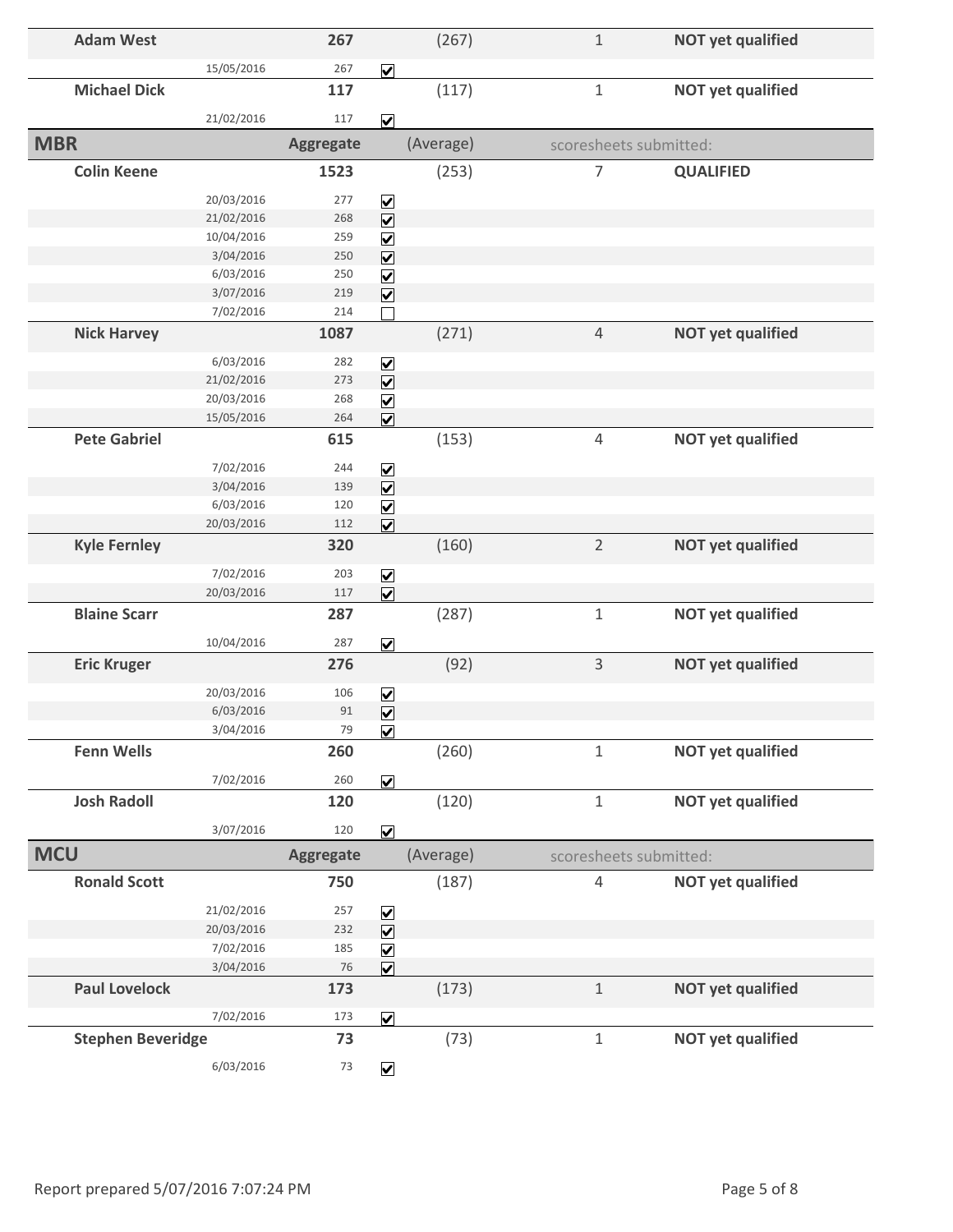| Name | Date | Aggregate | Counted | (Average) | Scoresheets submitted | Status |
|---|---|---|---|---|---|---|
| **Adam West** | | **267** | | (267) | 1 | **NOT yet qualified** |
| | 15/05/2016 | 267 | ☑ | | | |
| **Michael Dick** | | **117** | | (117) | 1 | **NOT yet qualified** |
| | 21/02/2016 | 117 | ☑ | | | |

## MBR

| Name | Date | Aggregate | Counted | (Average) | scoresheets submitted: | Status |
|---|---|---|---|---|---|---|
| **Colin Keene** | | **1523** | | (253) | 7 | **QUALIFIED** |
| | 20/03/2016 | 277 | ☑ | | | |
| | 21/02/2016 | 268 | ☑ | | | |
| | 10/04/2016 | 259 | ☑ | | | |
| | 3/04/2016 | 250 | ☑ | | | |
| | 6/03/2016 | 250 | ☑ | | | |
| | 3/07/2016 | 219 | ☑ | | | |
| | 7/02/2016 | 214 | ☐ | | | |
| **Nick Harvey** | | **1087** | | (271) | 4 | **NOT yet qualified** |
| | 6/03/2016 | 282 | ☑ | | | |
| | 21/02/2016 | 273 | ☑ | | | |
| | 20/03/2016 | 268 | ☑ | | | |
| | 15/05/2016 | 264 | ☑ | | | |
| **Pete Gabriel** | | **615** | | (153) | 4 | **NOT yet qualified** |
| | 7/02/2016 | 244 | ☑ | | | |
| | 3/04/2016 | 139 | ☑ | | | |
| | 6/03/2016 | 120 | ☑ | | | |
| | 20/03/2016 | 112 | ☑ | | | |
| **Kyle Fernley** | | **320** | | (160) | 2 | **NOT yet qualified** |
| | 7/02/2016 | 203 | ☑ | | | |
| | 20/03/2016 | 117 | ☑ | | | |
| **Blaine Scarr** | | **287** | | (287) | 1 | **NOT yet qualified** |
| | 10/04/2016 | 287 | ☑ | | | |
| **Eric Kruger** | | **276** | | (92) | 3 | **NOT yet qualified** |
| | 20/03/2016 | 106 | ☑ | | | |
| | 6/03/2016 | 91 | ☑ | | | |
| | 3/04/2016 | 79 | ☑ | | | |
| **Fenn Wells** | | **260** | | (260) | 1 | **NOT yet qualified** |
| | 7/02/2016 | 260 | ☑ | | | |
| **Josh Radoll** | | **120** | | (120) | 1 | **NOT yet qualified** |
| | 3/07/2016 | 120 | ☑ | | | |

## MCU

| Name | Date | Aggregate | Counted | (Average) | scoresheets submitted: | Status |
|---|---|---|---|---|---|---|
| **Ronald Scott** | | **750** | | (187) | 4 | **NOT yet qualified** |
| | 21/02/2016 | 257 | ☑ | | | |
| | 20/03/2016 | 232 | ☑ | | | |
| | 7/02/2016 | 185 | ☑ | | | |
| | 3/04/2016 | 76 | ☑ | | | |
| **Paul Lovelock** | | **173** | | (173) | 1 | **NOT yet qualified** |
| | 7/02/2016 | 173 | ☑ | | | |
| **Stephen Beveridge** | | **73** | | (73) | 1 | **NOT yet qualified** |
| | 6/03/2016 | 73 | ☑ | | | |

Report prepared 5/07/2016 7:07:24 PM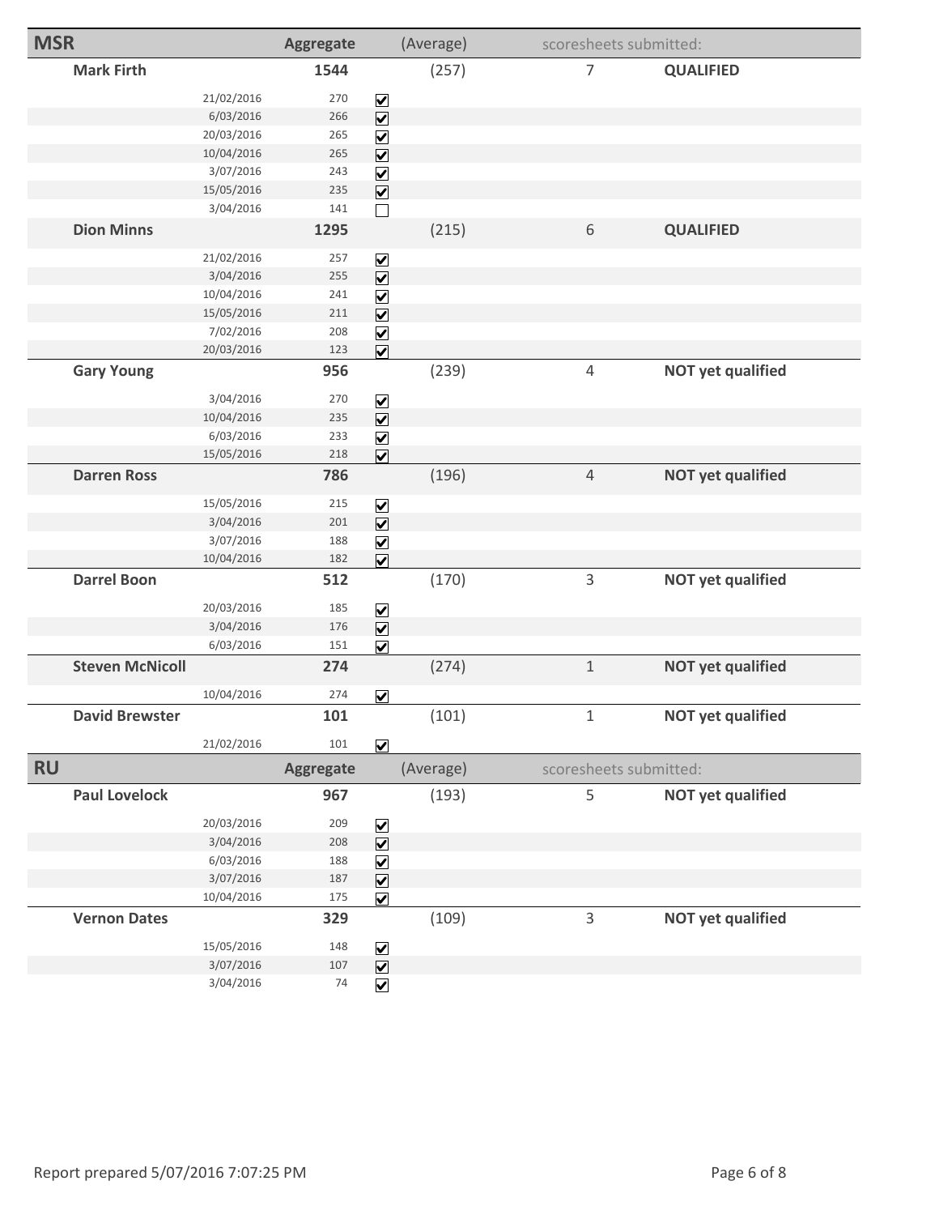## MSR

| Name | Date | Score | Counted | Aggregate | (Average) | Scoresheets submitted | Status |
|---|---|---|---|---|---|---|---|
| **Mark Firth** | | | | **1544** | (257) | 7 | **QUALIFIED** |
| | 21/02/2016 | 270 | ☑ | | | | |
| | 6/03/2016 | 266 | ☑ | | | | |
| | 20/03/2016 | 265 | ☑ | | | | |
| | 10/04/2016 | 265 | ☑ | | | | |
| | 3/07/2016 | 243 | ☑ | | | | |
| | 15/05/2016 | 235 | ☑ | | | | |
| | 3/04/2016 | 141 | ☐ | | | | |
| **Dion Minns** | | | | **1295** | (215) | 6 | **QUALIFIED** |
| | 21/02/2016 | 257 | ☑ | | | | |
| | 3/04/2016 | 255 | ☑ | | | | |
| | 10/04/2016 | 241 | ☑ | | | | |
| | 15/05/2016 | 211 | ☑ | | | | |
| | 7/02/2016 | 208 | ☑ | | | | |
| | 20/03/2016 | 123 | ☑ | | | | |
| **Gary Young** | | | | **956** | (239) | 4 | **NOT yet qualified** |
| | 3/04/2016 | 270 | ☑ | | | | |
| | 10/04/2016 | 235 | ☑ | | | | |
| | 6/03/2016 | 233 | ☑ | | | | |
| | 15/05/2016 | 218 | ☑ | | | | |
| **Darren Ross** | | | | **786** | (196) | 4 | **NOT yet qualified** |
| | 15/05/2016 | 215 | ☑ | | | | |
| | 3/04/2016 | 201 | ☑ | | | | |
| | 3/07/2016 | 188 | ☑ | | | | |
| | 10/04/2016 | 182 | ☑ | | | | |
| **Darrel Boon** | | | | **512** | (170) | 3 | **NOT yet qualified** |
| | 20/03/2016 | 185 | ☑ | | | | |
| | 3/04/2016 | 176 | ☑ | | | | |
| | 6/03/2016 | 151 | ☑ | | | | |
| **Steven McNicoll** | | | | **274** | (274) | 1 | **NOT yet qualified** |
| | 10/04/2016 | 274 | ☑ | | | | |
| **David Brewster** | | | | **101** | (101) | 1 | **NOT yet qualified** |
| | 21/02/2016 | 101 | ☑ | | | | |

## RU

| Name | Date | Score | Counted | Aggregate | (Average) | Scoresheets submitted | Status |
|---|---|---|---|---|---|---|---|
| **Paul Lovelock** | | | | **967** | (193) | 5 | **NOT yet qualified** |
| | 20/03/2016 | 209 | ☑ | | | | |
| | 3/04/2016 | 208 | ☑ | | | | |
| | 6/03/2016 | 188 | ☑ | | | | |
| | 3/07/2016 | 187 | ☑ | | | | |
| | 10/04/2016 | 175 | ☑ | | | | |
| **Vernon Dates** | | | | **329** | (109) | 3 | **NOT yet qualified** |
| | 15/05/2016 | 148 | ☑ | | | | |
| | 3/07/2016 | 107 | ☑ | | | | |
| | 3/04/2016 | 74 | ☑ | | | | |

Report prepared 5/07/2016 7:07:25 PM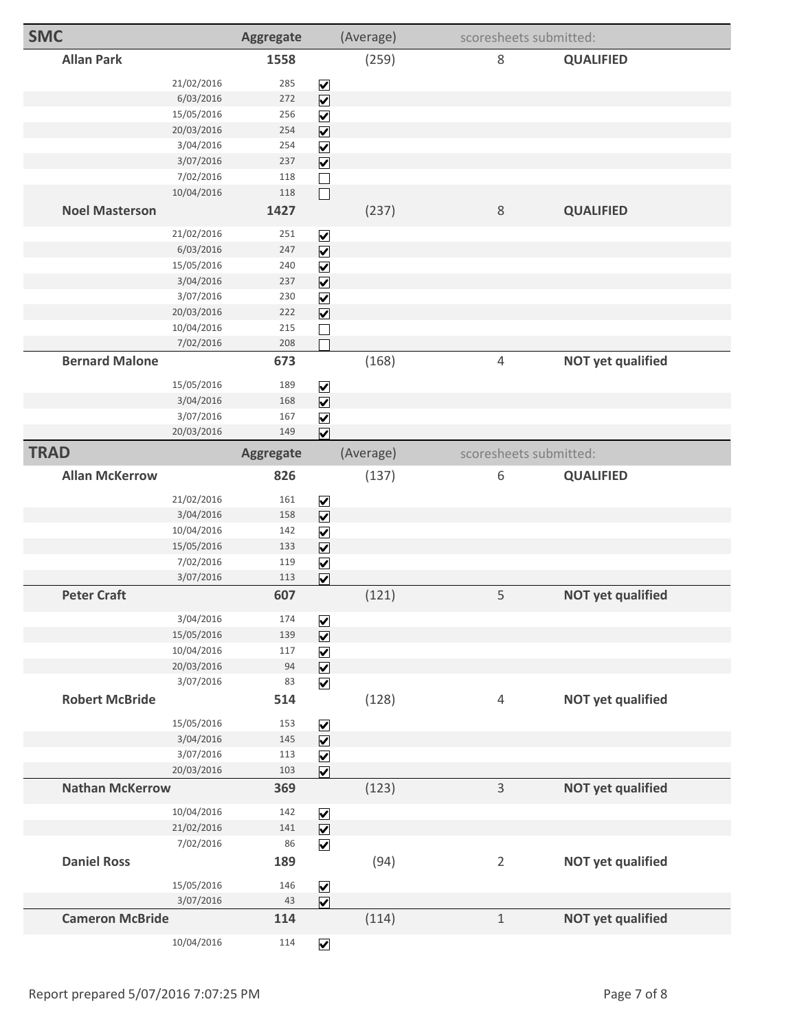## SMC

| Name | Date | Aggregate | Counted | (Average) | Scoresheets submitted | Status |
|---|---|---|---|---|---|---|
| **Allan Park** | | **1558** | | (259) | 8 | **QUALIFIED** |
| | 21/02/2016 | 285 | ☑ | | | |
| | 6/03/2016 | 272 | ☑ | | | |
| | 15/05/2016 | 256 | ☑ | | | |
| | 20/03/2016 | 254 | ☑ | | | |
| | 3/04/2016 | 254 | ☑ | | | |
| | 3/07/2016 | 237 | ☑ | | | |
| | 7/02/2016 | 118 | ☐ | | | |
| | 10/04/2016 | 118 | ☐ | | | |
| **Noel Masterson** | | **1427** | | (237) | 8 | **QUALIFIED** |
| | 21/02/2016 | 251 | ☑ | | | |
| | 6/03/2016 | 247 | ☑ | | | |
| | 15/05/2016 | 240 | ☑ | | | |
| | 3/04/2016 | 237 | ☑ | | | |
| | 3/07/2016 | 230 | ☑ | | | |
| | 20/03/2016 | 222 | ☑ | | | |
| | 10/04/2016 | 215 | ☐ | | | |
| | 7/02/2016 | 208 | ☐ | | | |
| **Bernard Malone** | | **673** | | (168) | 4 | **NOT yet qualified** |
| | 15/05/2016 | 189 | ☑ | | | |
| | 3/04/2016 | 168 | ☑ | | | |
| | 3/07/2016 | 167 | ☑ | | | |
| | 20/03/2016 | 149 | ☑ | | | |

## TRAD

| Name | Date | Aggregate | Counted | (Average) | Scoresheets submitted | Status |
|---|---|---|---|---|---|---|
| **Allan McKerrow** | | **826** | | (137) | 6 | **QUALIFIED** |
| | 21/02/2016 | 161 | ☑ | | | |
| | 3/04/2016 | 158 | ☑ | | | |
| | 10/04/2016 | 142 | ☑ | | | |
| | 15/05/2016 | 133 | ☑ | | | |
| | 7/02/2016 | 119 | ☑ | | | |
| | 3/07/2016 | 113 | ☑ | | | |
| **Peter Craft** | | **607** | | (121) | 5 | **NOT yet qualified** |
| | 3/04/2016 | 174 | ☑ | | | |
| | 15/05/2016 | 139 | ☑ | | | |
| | 10/04/2016 | 117 | ☑ | | | |
| | 20/03/2016 | 94 | ☑ | | | |
| | 3/07/2016 | 83 | ☑ | | | |
| **Robert McBride** | | **514** | | (128) | 4 | **NOT yet qualified** |
| | 15/05/2016 | 153 | ☑ | | | |
| | 3/04/2016 | 145 | ☑ | | | |
| | 3/07/2016 | 113 | ☑ | | | |
| | 20/03/2016 | 103 | ☑ | | | |
| **Nathan McKerrow** | | **369** | | (123) | 3 | **NOT yet qualified** |
| | 10/04/2016 | 142 | ☑ | | | |
| | 21/02/2016 | 141 | ☑ | | | |
| | 7/02/2016 | 86 | ☑ | | | |
| **Daniel Ross** | | **189** | | (94) | 2 | **NOT yet qualified** |
| | 15/05/2016 | 146 | ☑ | | | |
| | 3/07/2016 | 43 | ☑ | | | |
| **Cameron McBride** | | **114** | | (114) | 1 | **NOT yet qualified** |
| | 10/04/2016 | 114 | ☑ | | | |

Report prepared 5/07/2016 7:07:25 PM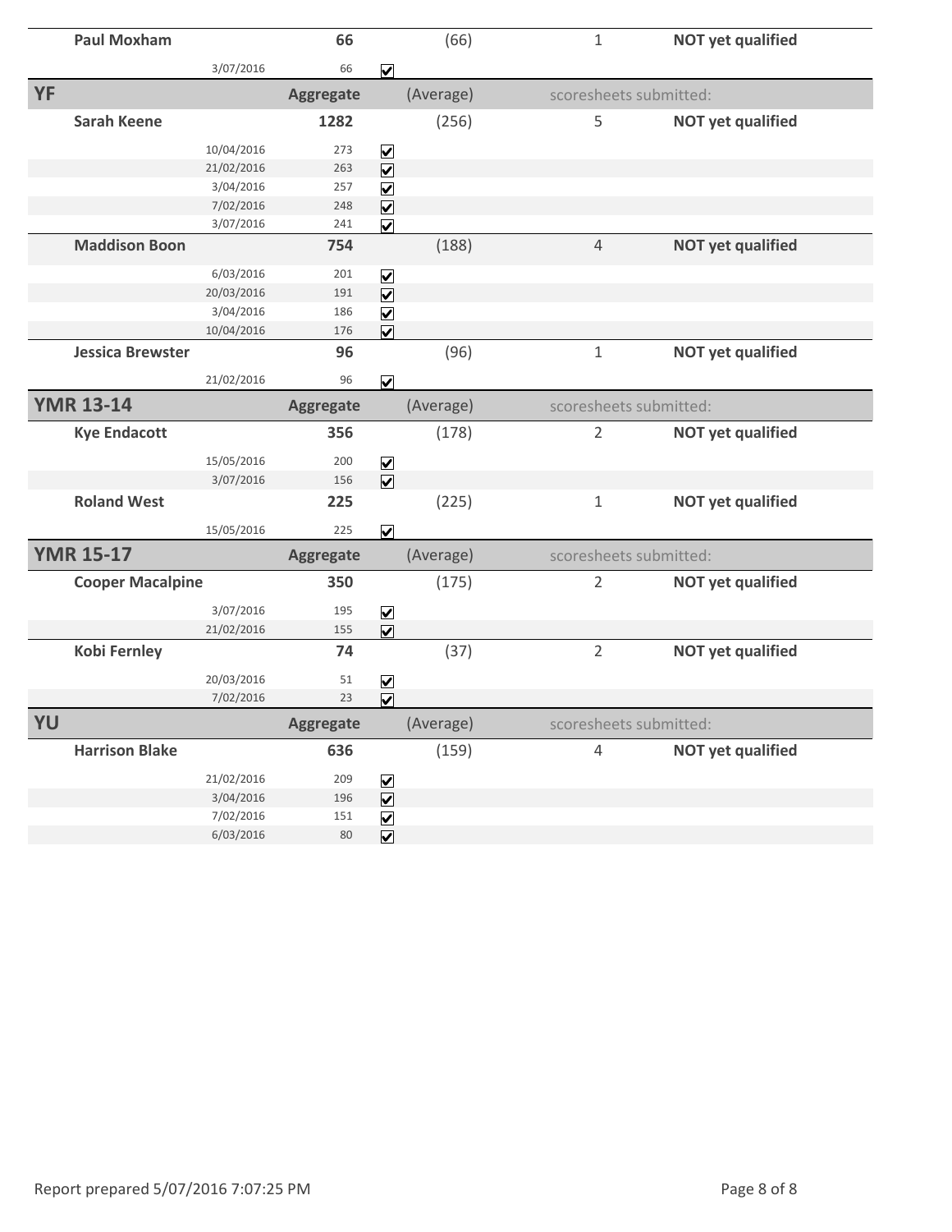| | | | | | |
|---|---|---|---|---|---|
| **Paul Moxham** | | **66** | (66) | 1 | **NOT yet qualified** |
| | 3/07/2016 | 66 ☑ | | | |
| **YF** | | **Aggregate** | (Average) | scoresheets submitted: | |
| **Sarah Keene** | | **1282** | (256) | 5 | **NOT yet qualified** |
| | 10/04/2016 | 273 ☑ | | | |
| | 21/02/2016 | 263 ☑ | | | |
| | 3/04/2016 | 257 ☑ | | | |
| | 7/02/2016 | 248 ☑ | | | |
| | 3/07/2016 | 241 ☑ | | | |
| **Maddison Boon** | | **754** | (188) | 4 | **NOT yet qualified** |
| | 6/03/2016 | 201 ☑ | | | |
| | 20/03/2016 | 191 ☑ | | | |
| | 3/04/2016 | 186 ☑ | | | |
| | 10/04/2016 | 176 ☑ | | | |
| **Jessica Brewster** | | **96** | (96) | 1 | **NOT yet qualified** |
| | 21/02/2016 | 96 ☑ | | | |
| **YMR 13-14** | | **Aggregate** | (Average) | scoresheets submitted: | |
| **Kye Endacott** | | **356** | (178) | 2 | **NOT yet qualified** |
| | 15/05/2016 | 200 ☑ | | | |
| | 3/07/2016 | 156 ☑ | | | |
| **Roland West** | | **225** | (225) | 1 | **NOT yet qualified** |
| | 15/05/2016 | 225 ☑ | | | |
| **YMR 15-17** | | **Aggregate** | (Average) | scoresheets submitted: | |
| **Cooper Macalpine** | | **350** | (175) | 2 | **NOT yet qualified** |
| | 3/07/2016 | 195 ☑ | | | |
| | 21/02/2016 | 155 ☑ | | | |
| **Kobi Fernley** | | **74** | (37) | 2 | **NOT yet qualified** |
| | 20/03/2016 | 51 ☑ | | | |
| | 7/02/2016 | 23 ☑ | | | |
| **YU** | | **Aggregate** | (Average) | scoresheets submitted: | |
| **Harrison Blake** | | **636** | (159) | 4 | **NOT yet qualified** |
| | 21/02/2016 | 209 ☑ | | | |
| | 3/04/2016 | 196 ☑ | | | |
| | 7/02/2016 | 151 ☑ | | | |
| | 6/03/2016 | 80 ☑ | | | |

Report prepared 5/07/2016 7:07:25 PM